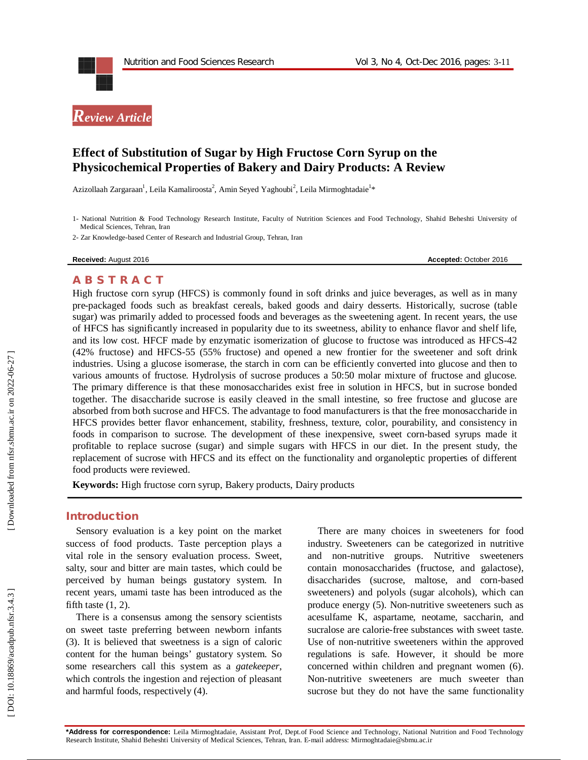*Review Article*

# Effect of Substitution of Sugar by High Fructose Corn Syrup on the Physicochemical Properties of Bakery and Dairy Products: A Review

Azizollaah Zargaraan[1], Leila Kamaliroosta[2], Amin Seyed Yaghoubi[2], Leila Mirmoghtadaie[1]*

1- National Nutrition & Food Technology Research Institute, Faculty of Nutrition Sciences and Food Technology, Shahid Beheshti University of Medical Sciences, Tehran, Iran

2- Zar Knowledge-based Center of Research and Industrial Group, Tehran, Iran

**Received:** August 2016 **Accepted:** October 2016

## ABSTRACT

High fructose corn syrup (HFCS) is commonly found in soft drinks and juice beverages, as well as in many pre-packaged foods such as breakfast cereals, baked goods and dairy desserts. Historically, sucrose (table sugar) was primarily added to processed foods and beverages as the sweetening agent. In recent years, the use of HFCS has significantly increased in popularity due to its sweetness, ability to enhance flavor and shelf life, and its low cost. HFCF made by enzymatic isomerization of glucose to fructose was introduced as HFCS-42 (42% fructose) and HFCS-55 (55% fructose) and opened a new frontier for the sweetener and soft drink industries. Using a glucose isomerase, the starch in corn can be efficiently converted into glucose and then to various amounts of fructose. Hydrolysis of sucrose produces a 50:50 molar mixture of fructose and glucose. The primary difference is that these monosaccharides exist free in solution in HFCS, but in sucrose bonded together. The disaccharide sucrose is easily cleaved in the small intestine, so free fructose and glucose are absorbed from both sucrose and HFCS. The advantage to food manufacturers is that the free monosaccharide in HFCS provides better flavor enhancement, stability, freshness, texture, color, pourability, and consistency in foods in comparison to sucrose. The development of these inexpensive, sweet corn-based syrups made it profitable to replace sucrose (sugar) and simple sugars with HFCS in our diet. In the present study, the replacement of sucrose with HFCS and its effect on the functionality and organoleptic properties of different food products were reviewed.

**Keywords:** High fructose corn syrup, Bakery products, Dairy products

## Introduction

Sensory evaluation is a key point on the market success of food products. Taste perception plays a vital role in the sensory evaluation process. Sweet, salty, sour and bitter are main tastes, which could be perceived by human beings gustatory system. In recent years, umami taste has been introduced as the fifth taste (1, 2).

There is a consensus among the sensory scientists on sweet taste preferring between newborn infants (3). It is believed that sweetness is a sign of caloric content for the human beings' gustatory system. So some researchers call this system as a *gatekeeper*, which controls the ingestion and rejection of pleasant and harmful foods, respectively (4).

There are many choices in sweeteners for food industry. Sweeteners can be categorized in nutritive and non-nutritive groups. Nutritive sweeteners contain monosaccharides (fructose, and galactose), disaccharides (sucrose, maltose, and corn-based sweeteners) and polyols (sugar alcohols), which can produce energy (5). Non-nutritive sweeteners such as acesulfame K, aspartame, neotame, saccharin, and sucralose are calorie-free substances with sweet taste. Use of non-nutritive sweeteners within the approved regulations is safe. However, it should be more concerned within children and pregnant women (6). Non-nutritive sweeteners are much sweeter than sucrose but they do not have the same functionality

**\*Address for correspondence:** Leila Mirmoghtadaie, Assistant Prof, Dept.of Food Science and Technology, National Nutrition and Food Technology Research Institute, Shahid Beheshti University of Medical Sciences, Tehran, Iran. E-mail address: Mirmoghtadaie@sbmu.ac.ir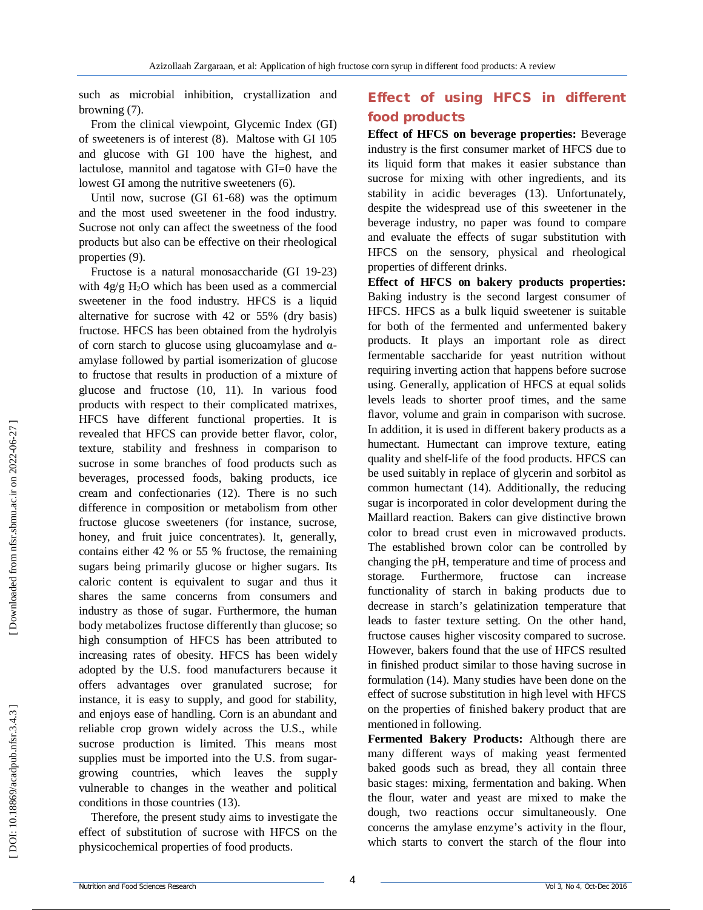such as microbial inhibition, crystallization and browning (7).

From the clinical viewpoint, Glycemic Index (GI) of sweeteners is of interest (8). Maltose with GI 105 and glucose with GI 100 have the highest, and lactulose, mannitol and tagatose with GI=0 have the lowest GI among the nutritive sweeteners (6).

Until now, sucrose (GI 61-68) was the optimum and the most used sweetener in the food industry. Sucrose not only can affect the sweetness of the food products but also can be effective on their rheological properties (9).

Fructose is a natural monosaccharide (GI 19-23) with 4g/g $H_2O$ which has been used as a commercial sweetener in the food industry. HFCS is a liquid alternative for sucrose with 42 or 55% (dry basis) fructose. HFCS has been obtained from the hydrolyis of corn starch to glucose using glucoamylase and α-amylase followed by partial isomerization of glucose to fructose that results in production of a mixture of glucose and fructose (10, 11). In various food products with respect to their complicated matrixes, HFCS have different functional properties. It is revealed that HFCS can provide better flavor, color, texture, stability and freshness in comparison to sucrose in some branches of food products such as beverages, processed foods, baking products, ice cream and confectionaries (12). There is no such difference in composition or metabolism from other fructose glucose sweeteners (for instance, sucrose, honey, and fruit juice concentrates). It, generally, contains either 42 % or 55 % fructose, the remaining sugars being primarily glucose or higher sugars. Its caloric content is equivalent to sugar and thus it shares the same concerns from consumers and industry as those of sugar. Furthermore, the human body metabolizes fructose differently than glucose; so high consumption of HFCS has been attributed to increasing rates of obesity. HFCS has been widely adopted by the U.S. food manufacturers because it offers advantages over granulated sucrose; for instance, it is easy to supply, and good for stability, and enjoys ease of handling. Corn is an abundant and reliable crop grown widely across the U.S., while sucrose production is limited. This means most supplies must be imported into the U.S. from sugar-growing countries, which leaves the supply vulnerable to changes in the weather and political conditions in those countries (13).

Therefore, the present study aims to investigate the effect of substitution of sucrose with HFCS on the physicochemical properties of food products.

## Effect of using HFCS in different food products

**Effect of HFCS on beverage properties:** Beverage industry is the first consumer market of HFCS due to its liquid form that makes it easier substance than sucrose for mixing with other ingredients, and its stability in acidic beverages (13). Unfortunately, despite the widespread use of this sweetener in the beverage industry, no paper was found to compare and evaluate the effects of sugar substitution with HFCS on the sensory, physical and rheological properties of different drinks.

**Effect of HFCS on bakery products properties:** Baking industry is the second largest consumer of HFCS. HFCS as a bulk liquid sweetener is suitable for both of the fermented and unfermented bakery products. It plays an important role as direct fermentable saccharide for yeast nutrition without requiring inverting action that happens before sucrose using. Generally, application of HFCS at equal solids levels leads to shorter proof times, and the same flavor, volume and grain in comparison with sucrose. In addition, it is used in different bakery products as a humectant. Humectant can improve texture, eating quality and shelf-life of the food products. HFCS can be used suitably in replace of glycerin and sorbitol as common humectant (14). Additionally, the reducing sugar is incorporated in color development during the Maillard reaction. Bakers can give distinctive brown color to bread crust even in microwaved products. The established brown color can be controlled by changing the pH, temperature and time of process and storage. Furthermore, fructose can increase functionality of starch in baking products due to decrease in starch's gelatinization temperature that leads to faster texture setting. On the other hand, fructose causes higher viscosity compared to sucrose. However, bakers found that the use of HFCS resulted in finished product similar to those having sucrose in formulation (14). Many studies have been done on the effect of sucrose substitution in high level with HFCS on the properties of finished bakery product that are mentioned in following.

**Fermented Bakery Products:** Although there are many different ways of making yeast fermented baked goods such as bread, they all contain three basic stages: mixing, fermentation and baking. When the flour, water and yeast are mixed to make the dough, two reactions occur simultaneously. One concerns the amylase enzyme's activity in the flour, which starts to convert the starch of the flour into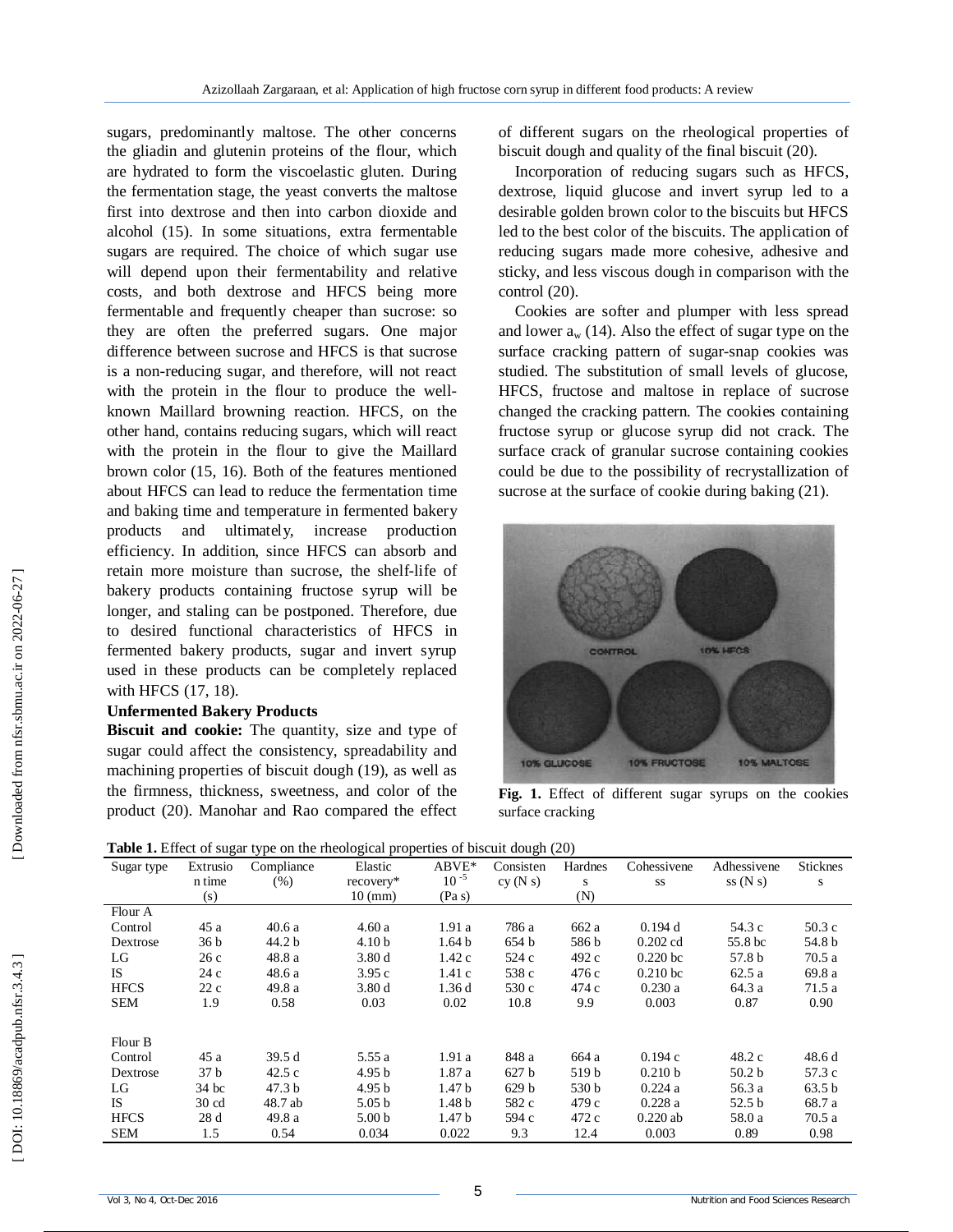sugars, predominantly maltose. The other concerns the gliadin and glutenin proteins of the flour, which are hydrated to form the viscoelastic gluten. During the fermentation stage, the yeast converts the maltose first into dextrose and then into carbon dioxide and alcohol (15). In some situations, extra fermentable sugars are required. The choice of which sugar use will depend upon their fermentability and relative costs, and both dextrose and HFCS being more fermentable and frequently cheaper than sucrose: so they are often the preferred sugars. One major difference between sucrose and HFCS is that sucrose is a non-reducing sugar, and therefore, will not react with the protein in the flour to produce the well-known Maillard browning reaction. HFCS, on the other hand, contains reducing sugars, which will react with the protein in the flour to give the Maillard brown color (15, 16). Both of the features mentioned about HFCS can lead to reduce the fermentation time and baking time and temperature in fermented bakery products and ultimately, increase production efficiency. In addition, since HFCS can absorb and retain more moisture than sucrose, the shelf-life of bakery products containing fructose syrup will be longer, and staling can be postponed. Therefore, due to desired functional characteristics of HFCS in fermented bakery products, sugar and invert syrup used in these products can be completely replaced with HFCS (17, 18).

### Unfermented Bakery Products

**Biscuit and cookie:** The quantity, size and type of sugar could affect the consistency, spreadability and machining properties of biscuit dough (19), as well as the firmness, thickness, sweetness, and color of the product (20). Manohar and Rao compared the effect of different sugars on the rheological properties of biscuit dough and quality of the final biscuit (20).

Incorporation of reducing sugars such as HFCS, dextrose, liquid glucose and invert syrup led to a desirable golden brown color to the biscuits but HFCS led to the best color of the biscuits. The application of reducing sugars made more cohesive, adhesive and sticky, and less viscous dough in comparison with the control (20).

Cookies are softer and plumper with less spread and lower $a_w$ (14). Also the effect of sugar type on the surface cracking pattern of sugar-snap cookies was studied. The substitution of small levels of glucose, HFCS, fructose and maltose in replace of sucrose changed the cracking pattern. The cookies containing fructose syrup or glucose syrup did not crack. The surface crack of granular sucrose containing cookies could be due to the possibility of recrystallization of sucrose at the surface of cookie during baking (21).

**Fig. 1.** Effect of different sugar syrups on the cookies surface cracking

**Table 1.** Effect of sugar type on the rheological properties of biscuit dough (20)

| Sugar type | Extrusion time (s) | Compliance (%) | Elastic recovery* 10 (mm) | ABVE* $10^{-5}$ (Pa s) | Consistency (N s) | Hardness (N) | Cohessiveness | Adhessiveness (N s) | Sticknes s |
|---|---|---|---|---|---|---|---|---|---|
| Flour A | | | | | | | | | |
| Control | 45 a | 40.6 a | 4.60 a | 1.91 a | 786 a | 662 a | 0.194 d | 54.3 c | 50.3 c |
| Dextrose | 36 b | 44.2 b | 4.10 b | 1.64 b | 654 b | 586 b | 0.202 cd | 55.8 bc | 54.8 b |
| LG | 26 c | 48.8 a | 3.80 d | 1.42 c | 524 c | 492 c | 0.220 bc | 57.8 b | 70.5 a |
| IS | 24 c | 48.6 a | 3.95 c | 1.41 c | 538 c | 476 c | 0.210 bc | 62.5 a | 69.8 a |
| HFCS | 22 c | 49.8 a | 3.80 d | 1.36 d | 530 c | 474 c | 0.230 a | 64.3 a | 71.5 a |
| SEM | 1.9 | 0.58 | 0.03 | 0.02 | 10.8 | 9.9 | 0.003 | 0.87 | 0.90 |
| Flour B | | | | | | | | | |
| Control | 45 a | 39.5 d | 5.55 a | 1.91 a | 848 a | 664 a | 0.194 c | 48.2 c | 48.6 d |
| Dextrose | 37 b | 42.5 c | 4.95 b | 1.87 a | 627 b | 519 b | 0.210 b | 50.2 b | 57.3 c |
| LG | 34 bc | 47.3 b | 4.95 b | 1.47 b | 629 b | 530 b | 0.224 a | 56.3 a | 63.5 b |
| IS | 30 cd | 48.7 ab | 5.05 b | 1.48 b | 582 c | 479 c | 0.228 a | 52.5 b | 68.7 a |
| HFCS | 28 d | 49.8 a | 5.00 b | 1.47 b | 594 c | 472 c | 0.220 ab | 58.0 a | 70.5 a |
| SEM | 1.5 | 0.54 | 0.034 | 0.022 | 9.3 | 12.4 | 0.003 | 0.89 | 0.98 |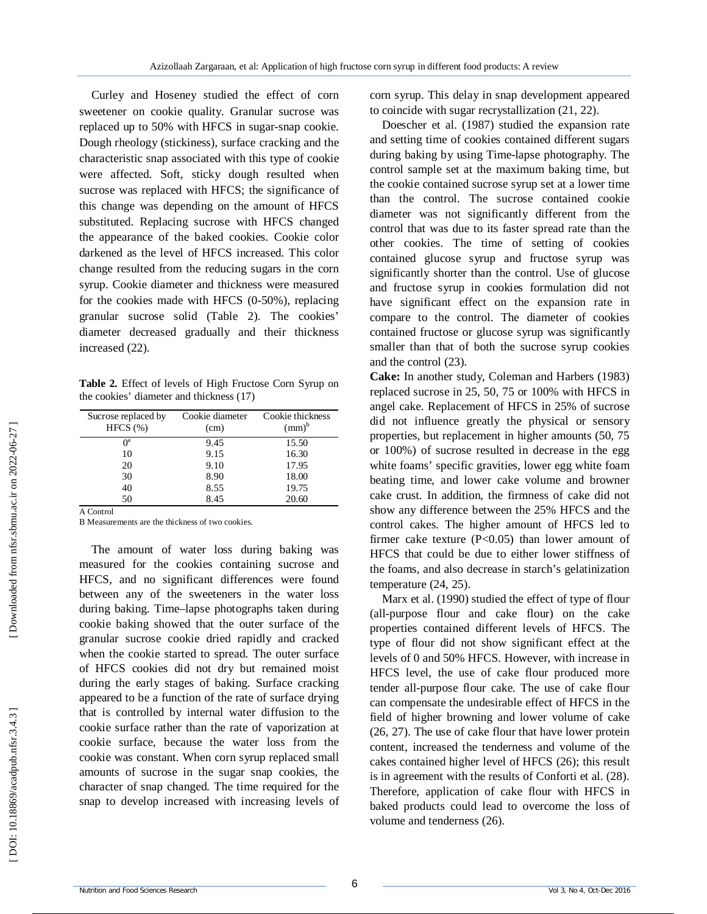Curley and Hoseney studied the effect of corn sweetener on cookie quality. Granular sucrose was replaced up to 50% with HFCS in sugar-snap cookie. Dough rheology (stickiness), surface cracking and the characteristic snap associated with this type of cookie were affected. Soft, sticky dough resulted when sucrose was replaced with HFCS; the significance of this change was depending on the amount of HFCS substituted. Replacing sucrose with HFCS changed the appearance of the baked cookies. Cookie color darkened as the level of HFCS increased. This color change resulted from the reducing sugars in the corn syrup. Cookie diameter and thickness were measured for the cookies made with HFCS (0-50%), replacing granular sucrose solid (Table 2). The cookies' diameter decreased gradually and their thickness increased (22).

**Table 2.** Effect of levels of High Fructose Corn Syrup on the cookies' diameter and thickness (17)

| Sucrose replaced by HFCS (%) | Cookie diameter (cm) | Cookie thickness (mm)[b] |
|---|---|---|
| 0[a] | 9.45 | 15.50 |
| 10 | 9.15 | 16.30 |
| 20 | 9.10 | 17.95 |
| 30 | 8.90 | 18.00 |
| 40 | 8.55 | 19.75 |
| 50 | 8.45 | 20.60 |

A Control

B Measurements are the thickness of two cookies.

The amount of water loss during baking was measured for the cookies containing sucrose and HFCS, and no significant differences were found between any of the sweeteners in the water loss during baking. Time–lapse photographs taken during cookie baking showed that the outer surface of the granular sucrose cookie dried rapidly and cracked when the cookie started to spread. The outer surface of HFCS cookies did not dry but remained moist during the early stages of baking. Surface cracking appeared to be a function of the rate of surface drying that is controlled by internal water diffusion to the cookie surface rather than the rate of vaporization at cookie surface, because the water loss from the cookie was constant. When corn syrup replaced small amounts of sucrose in the sugar snap cookies, the character of snap changed. The time required for the snap to develop increased with increasing levels of corn syrup. This delay in snap development appeared to coincide with sugar recrystallization (21, 22).

Doescher et al. (1987) studied the expansion rate and setting time of cookies contained different sugars during baking by using Time-lapse photography. The control sample set at the maximum baking time, but the cookie contained sucrose syrup set at a lower time than the control. The sucrose contained cookie diameter was not significantly different from the control that was due to its faster spread rate than the other cookies. The time of setting of cookies contained glucose syrup and fructose syrup was significantly shorter than the control. Use of glucose and fructose syrup in cookies formulation did not have significant effect on the expansion rate in compare to the control. The diameter of cookies contained fructose or glucose syrup was significantly smaller than that of both the sucrose syrup cookies and the control (23).

**Cake:** In another study, Coleman and Harbers (1983) replaced sucrose in 25, 50, 75 or 100% with HFCS in angel cake. Replacement of HFCS in 25% of sucrose did not influence greatly the physical or sensory properties, but replacement in higher amounts (50, 75 or 100%) of sucrose resulted in decrease in the egg white foams' specific gravities, lower egg white foam beating time, and lower cake volume and browner cake crust. In addition, the firmness of cake did not show any difference between the 25% HFCS and the control cakes. The higher amount of HFCS led to firmer cake texture ($P<0.05$) than lower amount of HFCS that could be due to either lower stiffness of the foams, and also decrease in starch's gelatinization temperature (24, 25).

Marx et al. (1990) studied the effect of type of flour (all-purpose flour and cake flour) on the cake properties contained different levels of HFCS. The type of flour did not show significant effect at the levels of 0 and 50% HFCS. However, with increase in HFCS level, the use of cake flour produced more tender all-purpose flour cake. The use of cake flour can compensate the undesirable effect of HFCS in the field of higher browning and lower volume of cake (26, 27). The use of cake flour that have lower protein content, increased the tenderness and volume of the cakes contained higher level of HFCS (26); this result is in agreement with the results of Conforti et al. (28). Therefore, application of cake flour with HFCS in baked products could lead to overcome the loss of volume and tenderness (26).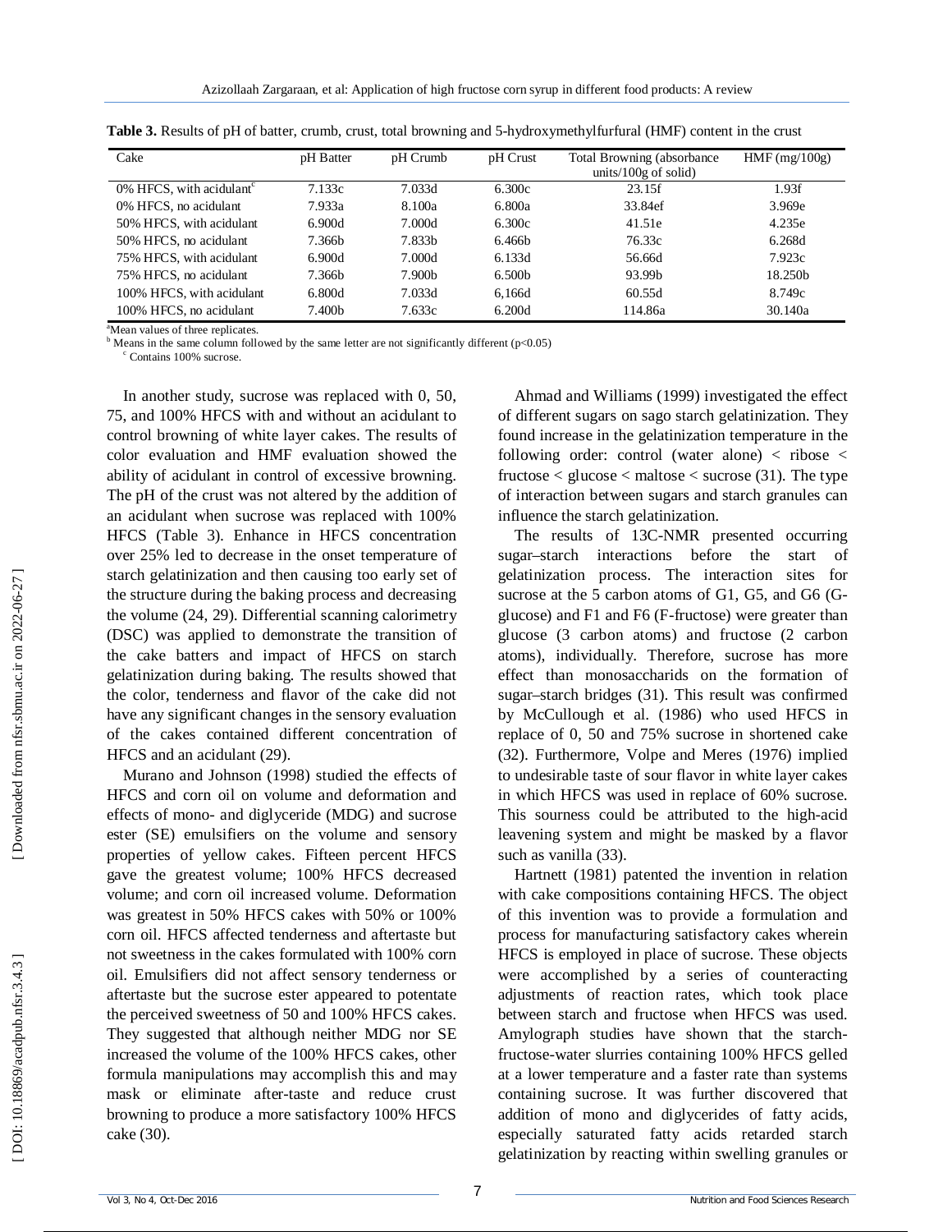**Table 3.** Results of pH of batter, crumb, crust, total browning and 5-hydroxymethylfurfural (HMF) content in the crust

| Cake | pH Batter | pH Crumb | pH Crust | Total Browning (absorbance units/100g of solid) | HMF (mg/100g) |
|---|---|---|---|---|---|
| 0% HFCS, with acidulant[c] | 7.133c | 7.033d | 6.300c | 23.15f | 1.93f |
| 0% HFCS, no acidulant | 7.933a | 8.100a | 6.800a | 33.84ef | 3.969e |
| 50% HFCS, with acidulant | 6.900d | 7.000d | 6.300c | 41.51e | 4.235e |
| 50% HFCS, no acidulant | 7.366b | 7.833b | 6.466b | 76.33c | 6.268d |
| 75% HFCS, with acidulant | 6.900d | 7.000d | 6.133d | 56.66d | 7.923c |
| 75% HFCS, no acidulant | 7.366b | 7.900b | 6.500b | 93.99b | 18.250b |
| 100% HFCS, with acidulant | 6.800d | 7.033d | 6,166d | 60.55d | 8.749c |
| 100% HFCS, no acidulant | 7.400b | 7.633c | 6.200d | 114.86a | 30.140a |

[a]Mean values of three replicates.
[b] Means in the same column followed by the same letter are not significantly different ($p<0.05$)
[c] Contains 100% sucrose.

In another study, sucrose was replaced with 0, 50, 75, and 100% HFCS with and without an acidulant to control browning of white layer cakes. The results of color evaluation and HMF evaluation showed the ability of acidulant in control of excessive browning. The pH of the crust was not altered by the addition of an acidulant when sucrose was replaced with 100% HFCS (Table 3). Enhance in HFCS concentration over 25% led to decrease in the onset temperature of starch gelatinization and then causing too early set of the structure during the baking process and decreasing the volume (24, 29). Differential scanning calorimetry (DSC) was applied to demonstrate the transition of the cake batters and impact of HFCS on starch gelatinization during baking. The results showed that the color, tenderness and flavor of the cake did not have any significant changes in the sensory evaluation of the cakes contained different concentration of HFCS and an acidulant (29).

Murano and Johnson (1998) studied the effects of HFCS and corn oil on volume and deformation and effects of mono- and diglyceride (MDG) and sucrose ester (SE) emulsifiers on the volume and sensory properties of yellow cakes. Fifteen percent HFCS gave the greatest volume; 100% HFCS decreased volume; and corn oil increased volume. Deformation was greatest in 50% HFCS cakes with 50% or 100% corn oil. HFCS affected tenderness and aftertaste but not sweetness in the cakes formulated with 100% corn oil. Emulsifiers did not affect sensory tenderness or aftertaste but the sucrose ester appeared to potentate the perceived sweetness of 50 and 100% HFCS cakes. They suggested that although neither MDG nor SE increased the volume of the 100% HFCS cakes, other formula manipulations may accomplish this and may mask or eliminate after-taste and reduce crust browning to produce a more satisfactory 100% HFCS cake (30).

Ahmad and Williams (1999) investigated the effect of different sugars on sago starch gelatinization. They found increase in the gelatinization temperature in the following order: control (water alone) < ribose < fructose < glucose < maltose < sucrose (31). The type of interaction between sugars and starch granules can influence the starch gelatinization.

The results of 13C-NMR presented occurring sugar–starch interactions before the start of gelatinization process. The interaction sites for sucrose at the 5 carbon atoms of G1, G5, and G6 (G-glucose) and F1 and F6 (F-fructose) were greater than glucose (3 carbon atoms) and fructose (2 carbon atoms), individually. Therefore, sucrose has more effect than monosaccharids on the formation of sugar–starch bridges (31). This result was confirmed by McCullough et al. (1986) who used HFCS in replace of 0, 50 and 75% sucrose in shortened cake (32). Furthermore, Volpe and Meres (1976) implied to undesirable taste of sour flavor in white layer cakes in which HFCS was used in replace of 60% sucrose. This sourness could be attributed to the high-acid leavening system and might be masked by a flavor such as vanilla (33).

Hartnett (1981) patented the invention in relation with cake compositions containing HFCS. The object of this invention was to provide a formulation and process for manufacturing satisfactory cakes wherein HFCS is employed in place of sucrose. These objects were accomplished by a series of counteracting adjustments of reaction rates, which took place between starch and fructose when HFCS was used. Amylograph studies have shown that the starch-fructose-water slurries containing 100% HFCS gelled at a lower temperature and a faster rate than systems containing sucrose. It was further discovered that addition of mono and diglycerides of fatty acids, especially saturated fatty acids retarded starch gelatinization by reacting within swelling granules or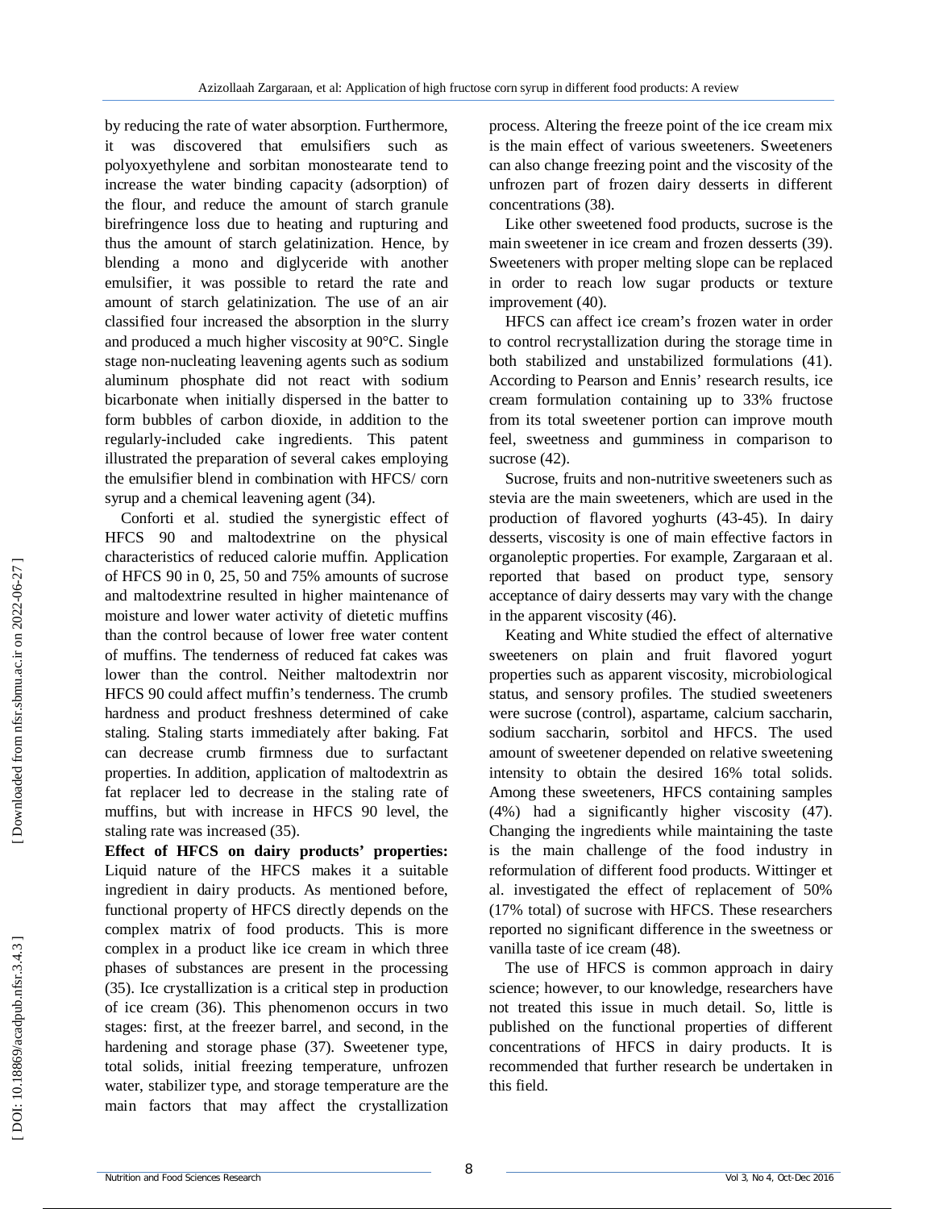by reducing the rate of water absorption. Furthermore, it was discovered that emulsifiers such as polyoxyethylene and sorbitan monostearate tend to increase the water binding capacity (adsorption) of the flour, and reduce the amount of starch granule birefringence loss due to heating and rupturing and thus the amount of starch gelatinization. Hence, by blending a mono and diglyceride with another emulsifier, it was possible to retard the rate and amount of starch gelatinization. The use of an air classified four increased the absorption in the slurry and produced a much higher viscosity at 90°C. Single stage non-nucleating leavening agents such as sodium aluminum phosphate did not react with sodium bicarbonate when initially dispersed in the batter to form bubbles of carbon dioxide, in addition to the regularly-included cake ingredients. This patent illustrated the preparation of several cakes employing the emulsifier blend in combination with HFCS/ corn syrup and a chemical leavening agent (34).

Conforti et al. studied the synergistic effect of HFCS 90 and maltodextrine on the physical characteristics of reduced calorie muffin. Application of HFCS 90 in 0, 25, 50 and 75% amounts of sucrose and maltodextrine resulted in higher maintenance of moisture and lower water activity of dietetic muffins than the control because of lower free water content of muffins. The tenderness of reduced fat cakes was lower than the control. Neither maltodextrin nor HFCS 90 could affect muffin's tenderness. The crumb hardness and product freshness determined of cake staling. Staling starts immediately after baking. Fat can decrease crumb firmness due to surfactant properties. In addition, application of maltodextrin as fat replacer led to decrease in the staling rate of muffins, but with increase in HFCS 90 level, the staling rate was increased (35).

**Effect of HFCS on dairy products' properties:** Liquid nature of the HFCS makes it a suitable ingredient in dairy products. As mentioned before, functional property of HFCS directly depends on the complex matrix of food products. This is more complex in a product like ice cream in which three phases of substances are present in the processing (35). Ice crystallization is a critical step in production of ice cream (36). This phenomenon occurs in two stages: first, at the freezer barrel, and second, in the hardening and storage phase (37). Sweetener type, total solids, initial freezing temperature, unfrozen water, stabilizer type, and storage temperature are the main factors that may affect the crystallization process. Altering the freeze point of the ice cream mix is the main effect of various sweeteners. Sweeteners can also change freezing point and the viscosity of the unfrozen part of frozen dairy desserts in different concentrations (38).

Like other sweetened food products, sucrose is the main sweetener in ice cream and frozen desserts (39). Sweeteners with proper melting slope can be replaced in order to reach low sugar products or texture improvement (40).

HFCS can affect ice cream's frozen water in order to control recrystallization during the storage time in both stabilized and unstabilized formulations (41). According to Pearson and Ennis' research results, ice cream formulation containing up to 33% fructose from its total sweetener portion can improve mouth feel, sweetness and gumminess in comparison to sucrose (42).

Sucrose, fruits and non-nutritive sweeteners such as stevia are the main sweeteners, which are used in the production of flavored yoghurts (43-45). In dairy desserts, viscosity is one of main effective factors in organoleptic properties. For example, Zargaraan et al. reported that based on product type, sensory acceptance of dairy desserts may vary with the change in the apparent viscosity (46).

Keating and White studied the effect of alternative sweeteners on plain and fruit flavored yogurt properties such as apparent viscosity, microbiological status, and sensory profiles. The studied sweeteners were sucrose (control), aspartame, calcium saccharin, sodium saccharin, sorbitol and HFCS. The used amount of sweetener depended on relative sweetening intensity to obtain the desired 16% total solids. Among these sweeteners, HFCS containing samples (4%) had a significantly higher viscosity (47). Changing the ingredients while maintaining the taste is the main challenge of the food industry in reformulation of different food products. Wittinger et al. investigated the effect of replacement of 50% (17% total) of sucrose with HFCS. These researchers reported no significant difference in the sweetness or vanilla taste of ice cream (48).

The use of HFCS is common approach in dairy science; however, to our knowledge, researchers have not treated this issue in much detail. So, little is published on the functional properties of different concentrations of HFCS in dairy products. It is recommended that further research be undertaken in this field.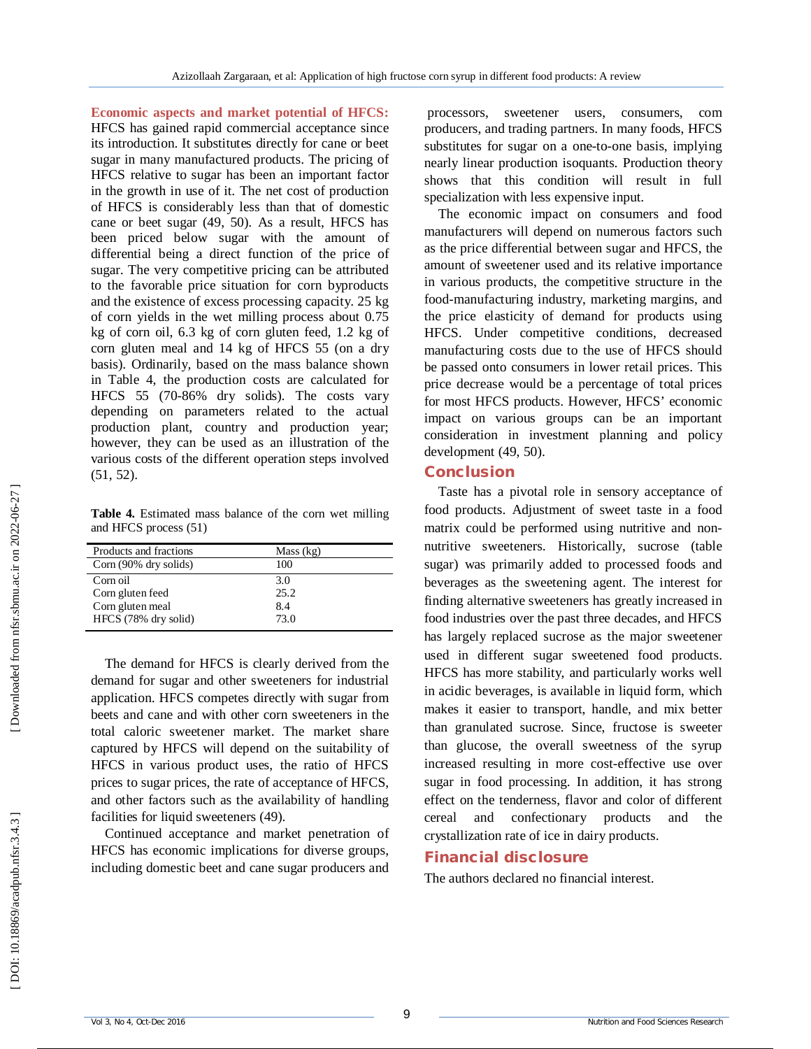## Economic aspects and market potential of HFCS:

HFCS has gained rapid commercial acceptance since its introduction. It substitutes directly for cane or beet sugar in many manufactured products. The pricing of HFCS relative to sugar has been an important factor in the growth in use of it. The net cost of production of HFCS is considerably less than that of domestic cane or beet sugar (49, 50). As a result, HFCS has been priced below sugar with the amount of differential being a direct function of the price of sugar. The very competitive pricing can be attributed to the favorable price situation for corn byproducts and the existence of excess processing capacity. 25 kg of corn yields in the wet milling process about 0.75 kg of corn oil, 6.3 kg of corn gluten feed, 1.2 kg of corn gluten meal and 14 kg of HFCS 55 (on a dry basis). Ordinarily, based on the mass balance shown in Table 4, the production costs are calculated for HFCS 55 (70-86% dry solids). The costs vary depending on parameters related to the actual production plant, country and production year; however, they can be used as an illustration of the various costs of the different operation steps involved (51, 52).

**Table 4.** Estimated mass balance of the corn wet milling and HFCS process (51)

| Products and fractions | Mass (kg) |
|---|---|
| Corn (90% dry solids) | 100 |
| Corn oil | 3.0 |
| Corn gluten feed | 25.2 |
| Corn gluten meal | 8.4 |
| HFCS (78% dry solid) | 73.0 |

The demand for HFCS is clearly derived from the demand for sugar and other sweeteners for industrial application. HFCS competes directly with sugar from beets and cane and with other corn sweeteners in the total caloric sweetener market. The market share captured by HFCS will depend on the suitability of HFCS in various product uses, the ratio of HFCS prices to sugar prices, the rate of acceptance of HFCS, and other factors such as the availability of handling facilities for liquid sweeteners (49).

Continued acceptance and market penetration of HFCS has economic implications for diverse groups, including domestic beet and cane sugar producers and processors, sweetener users, consumers, corn producers, and trading partners. In many foods, HFCS substitutes for sugar on a one-to-one basis, implying nearly linear production isoquants. Production theory shows that this condition will result in full specialization with less expensive input.

The economic impact on consumers and food manufacturers will depend on numerous factors such as the price differential between sugar and HFCS, the amount of sweetener used and its relative importance in various products, the competitive structure in the food-manufacturing industry, marketing margins, and the price elasticity of demand for products using HFCS. Under competitive conditions, decreased manufacturing costs due to the use of HFCS should be passed onto consumers in lower retail prices. This price decrease would be a percentage of total prices for most HFCS products. However, HFCS' economic impact on various groups can be an important consideration in investment planning and policy development (49, 50).

## Conclusion

Taste has a pivotal role in sensory acceptance of food products. Adjustment of sweet taste in a food matrix could be performed using nutritive and non-nutritive sweeteners. Historically, sucrose (table sugar) was primarily added to processed foods and beverages as the sweetening agent. The interest for finding alternative sweeteners has greatly increased in food industries over the past three decades, and HFCS has largely replaced sucrose as the major sweetener used in different sugar sweetened food products. HFCS has more stability, and particularly works well in acidic beverages, is available in liquid form, which makes it easier to transport, handle, and mix better than granulated sucrose. Since, fructose is sweeter than glucose, the overall sweetness of the syrup increased resulting in more cost-effective use over sugar in food processing. In addition, it has strong effect on the tenderness, flavor and color of different cereal and confectionary products and the crystallization rate of ice in dairy products.

## Financial disclosure

The authors declared no financial interest.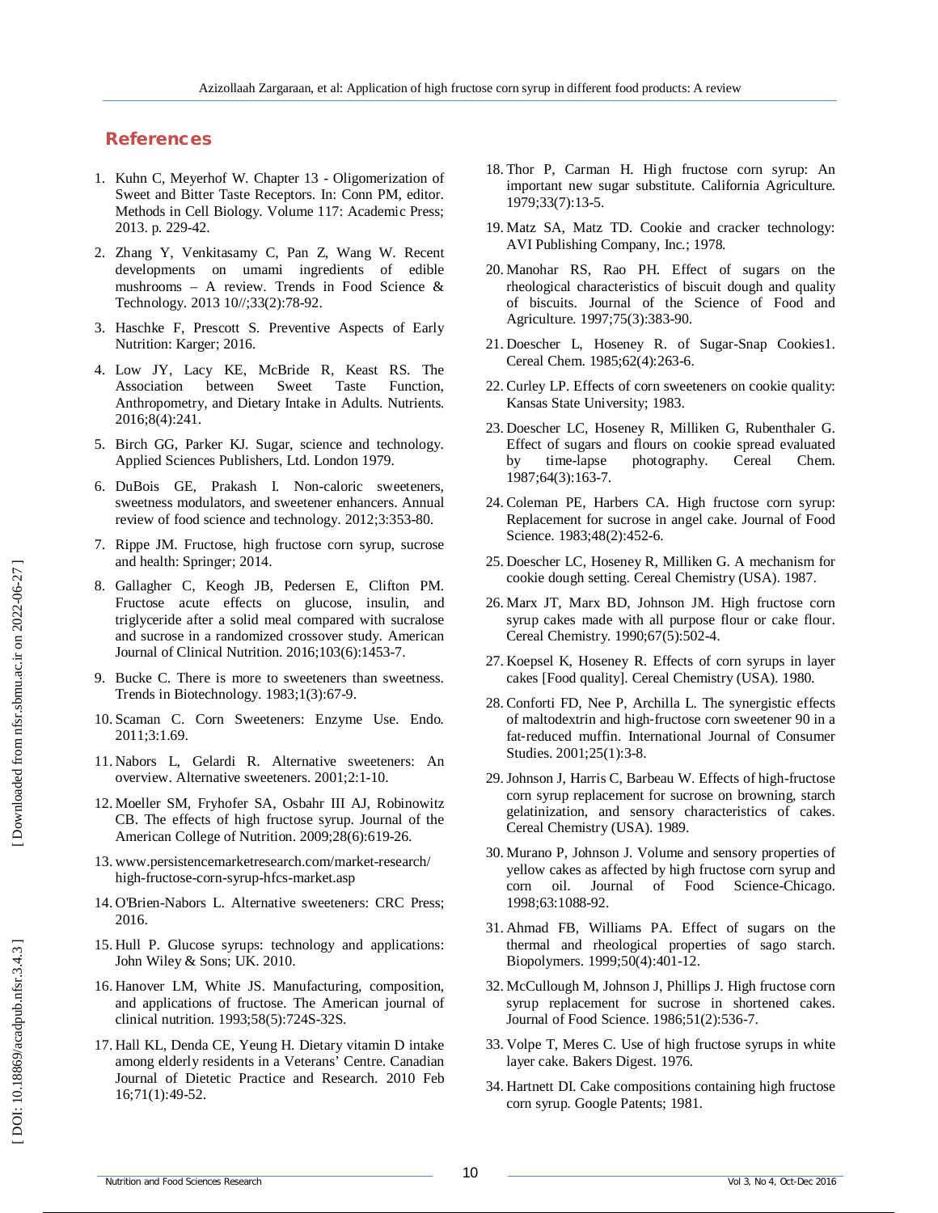## References

1. Kuhn C, Meyerhof W. Chapter 13 - Oligomerization of Sweet and Bitter Taste Receptors. In: Conn PM, editor. Methods in Cell Biology. Volume 117: Academic Press; 2013. p. 229-42.
2. Zhang Y, Venkitasamy C, Pan Z, Wang W. Recent developments on umami ingredients of edible mushrooms – A review. Trends in Food Science & Technology. 2013 10//;33(2):78-92.
3. Haschke F, Prescott S. Preventive Aspects of Early Nutrition: Karger; 2016.
4. Low JY, Lacy KE, McBride R, Keast RS. The Association between Sweet Taste Function, Anthropometry, and Dietary Intake in Adults. Nutrients. 2016;8(4):241.
5. Birch GG, Parker KJ. Sugar, science and technology. Applied Sciences Publishers, Ltd. London 1979.
6. DuBois GE, Prakash I. Non-caloric sweeteners, sweetness modulators, and sweetener enhancers. Annual review of food science and technology. 2012;3:353-80.
7. Rippe JM. Fructose, high fructose corn syrup, sucrose and health: Springer; 2014.
8. Gallagher C, Keogh JB, Pedersen E, Clifton PM. Fructose acute effects on glucose, insulin, and triglyceride after a solid meal compared with sucralose and sucrose in a randomized crossover study. American Journal of Clinical Nutrition. 2016;103(6):1453-7.
9. Bucke C. There is more to sweeteners than sweetness. Trends in Biotechnology. 1983;1(3):67-9.
10. Scaman C. Corn Sweeteners: Enzyme Use. Endo. 2011;3:1.69.
11. Nabors L, Gelardi R. Alternative sweeteners: An overview. Alternative sweeteners. 2001;2:1-10.
12. Moeller SM, Fryhofer SA, Osbahr III AJ, Robinowitz CB. The effects of high fructose syrup. Journal of the American College of Nutrition. 2009;28(6):619-26.
13. www.persistencemarketresearch.com/market-research/high-fructose-corn-syrup-hfcs-market.asp
14. O'Brien-Nabors L. Alternative sweeteners: CRC Press; 2016.
15. Hull P. Glucose syrups: technology and applications: John Wiley & Sons; UK. 2010.
16. Hanover LM, White JS. Manufacturing, composition, and applications of fructose. The American journal of clinical nutrition. 1993;58(5):724S-32S.
17. Hall KL, Denda CE, Yeung H. Dietary vitamin D intake among elderly residents in a Veterans' Centre. Canadian Journal of Dietetic Practice and Research. 2010 Feb 16;71(1):49-52.
18. Thor P, Carman H. High fructose corn syrup: An important new sugar substitute. California Agriculture. 1979;33(7):13-5.
19. Matz SA, Matz TD. Cookie and cracker technology: AVI Publishing Company, Inc.; 1978.
20. Manohar RS, Rao PH. Effect of sugars on the rheological characteristics of biscuit dough and quality of biscuits. Journal of the Science of Food and Agriculture. 1997;75(3):383-90.
21. Doescher L, Hoseney R. of Sugar-Snap Cookies1. Cereal Chem. 1985;62(4):263-6.
22. Curley LP. Effects of corn sweeteners on cookie quality: Kansas State University; 1983.
23. Doescher LC, Hoseney R, Milliken G, Rubenthaler G. Effect of sugars and flours on cookie spread evaluated by time-lapse photography. Cereal Chem. 1987;64(3):163-7.
24. Coleman PE, Harbers CA. High fructose corn syrup: Replacement for sucrose in angel cake. Journal of Food Science. 1983;48(2):452-6.
25. Doescher LC, Hoseney R, Milliken G. A mechanism for cookie dough setting. Cereal Chemistry (USA). 1987.
26. Marx JT, Marx BD, Johnson JM. High fructose corn syrup cakes made with all purpose flour or cake flour. Cereal Chemistry. 1990;67(5):502-4.
27. Koepsel K, Hoseney R. Effects of corn syrups in layer cakes [Food quality]. Cereal Chemistry (USA). 1980.
28. Conforti FD, Nee P, Archilla L. The synergistic effects of maltodextrin and high‐fructose corn sweetener 90 in a fat‐reduced muffin. International Journal of Consumer Studies. 2001;25(1):3-8.
29. Johnson J, Harris C, Barbeau W. Effects of high-fructose corn syrup replacement for sucrose on browning, starch gelatinization, and sensory characteristics of cakes. Cereal Chemistry (USA). 1989.
30. Murano P, Johnson J. Volume and sensory properties of yellow cakes as affected by high fructose corn syrup and corn oil. Journal of Food Science-Chicago. 1998;63:1088-92.
31. Ahmad FB, Williams PA. Effect of sugars on the thermal and rheological properties of sago starch. Biopolymers. 1999;50(4):401-12.
32. McCullough M, Johnson J, Phillips J. High fructose corn syrup replacement for sucrose in shortened cakes. Journal of Food Science. 1986;51(2):536-7.
33. Volpe T, Meres C. Use of high fructose syrups in white layer cake. Bakers Digest. 1976.
34. Hartnett DI. Cake compositions containing high fructose corn syrup. Google Patents; 1981.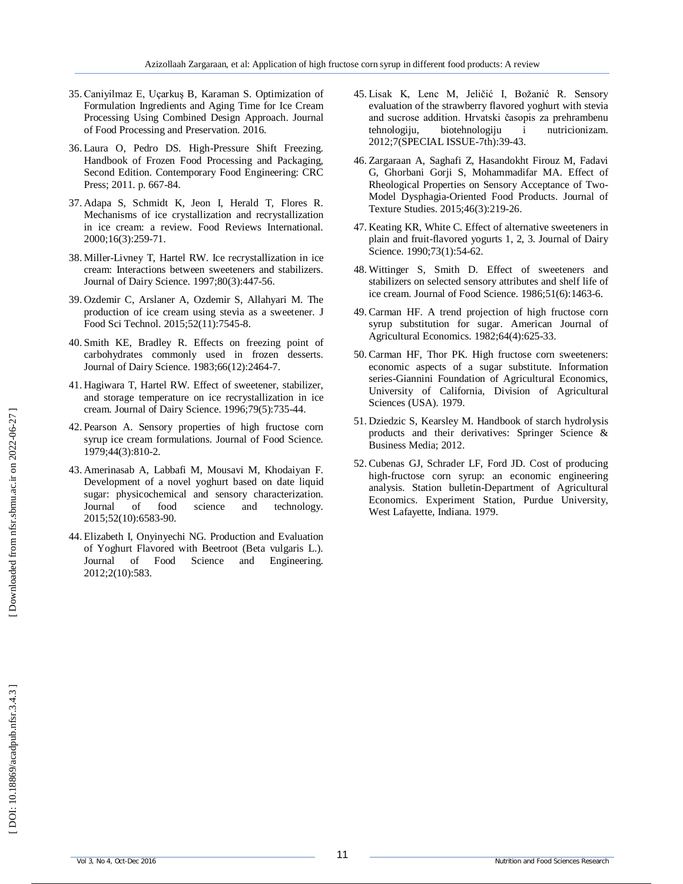35. Caniyilmaz E, Uçarkuş B, Karaman S. Optimization of Formulation Ingredients and Aging Time for Ice Cream Processing Using Combined Design Approach. Journal of Food Processing and Preservation. 2016.

36. Laura O, Pedro DS. High-Pressure Shift Freezing. Handbook of Frozen Food Processing and Packaging, Second Edition. Contemporary Food Engineering: CRC Press; 2011. p. 667-84.

37. Adapa S, Schmidt K, Jeon I, Herald T, Flores R. Mechanisms of ice crystallization and recrystallization in ice cream: a review. Food Reviews International. 2000;16(3):259-71.

38. Miller-Livney T, Hartel RW. Ice recrystallization in ice cream: Interactions between sweeteners and stabilizers. Journal of Dairy Science. 1997;80(3):447-56.

39. Ozdemir C, Arslaner A, Ozdemir S, Allahyari M. The production of ice cream using stevia as a sweetener. J Food Sci Technol. 2015;52(11):7545-8.

40. Smith KE, Bradley R. Effects on freezing point of carbohydrates commonly used in frozen desserts. Journal of Dairy Science. 1983;66(12):2464-7.

41. Hagiwara T, Hartel RW. Effect of sweetener, stabilizer, and storage temperature on ice recrystallization in ice cream. Journal of Dairy Science. 1996;79(5):735-44.

42. Pearson A. Sensory properties of high fructose corn syrup ice cream formulations. Journal of Food Science. 1979;44(3):810-2.

43. Amerinasab A, Labbafi M, Mousavi M, Khodaiyan F. Development of a novel yoghurt based on date liquid sugar: physicochemical and sensory characterization. Journal of food science and technology. 2015;52(10):6583-90.

44. Elizabeth I, Onyinyechi NG. Production and Evaluation of Yoghurt Flavored with Beetroot (Beta vulgaris L.). Journal of Food Science and Engineering. 2012;2(10):583.

45. Lisak K, Lenc M, Jeličić I, Božanić R. Sensory evaluation of the strawberry flavored yoghurt with stevia and sucrose addition. Hrvatski časopis za prehrambenu tehnologiju, biotehnologiju i nutricionizam. 2012;7(SPECIAL ISSUE-7th):39-43.

46. Zargaraan A, Saghafi Z, Hasandokht Firouz M, Fadavi G, Ghorbani Gorji S, Mohammadifar MA. Effect of Rheological Properties on Sensory Acceptance of Two-Model Dysphagia-Oriented Food Products. Journal of Texture Studies. 2015;46(3):219-26.

47. Keating KR, White C. Effect of alternative sweeteners in plain and fruit-flavored yogurts 1, 2, 3. Journal of Dairy Science. 1990;73(1):54-62.

48. Wittinger S, Smith D. Effect of sweeteners and stabilizers on selected sensory attributes and shelf life of ice cream. Journal of Food Science. 1986;51(6):1463-6.

49. Carman HF. A trend projection of high fructose corn syrup substitution for sugar. American Journal of Agricultural Economics. 1982;64(4):625-33.

50. Carman HF, Thor PK. High fructose corn sweeteners: economic aspects of a sugar substitute. Information series-Giannini Foundation of Agricultural Economics, University of California, Division of Agricultural Sciences (USA). 1979.

51. Dziedzic S, Kearsley M. Handbook of starch hydrolysis products and their derivatives: Springer Science & Business Media; 2012.

52. Cubenas GJ, Schrader LF, Ford JD. Cost of producing high-fructose corn syrup: an economic engineering analysis. Station bulletin-Department of Agricultural Economics. Experiment Station, Purdue University, West Lafayette, Indiana. 1979.